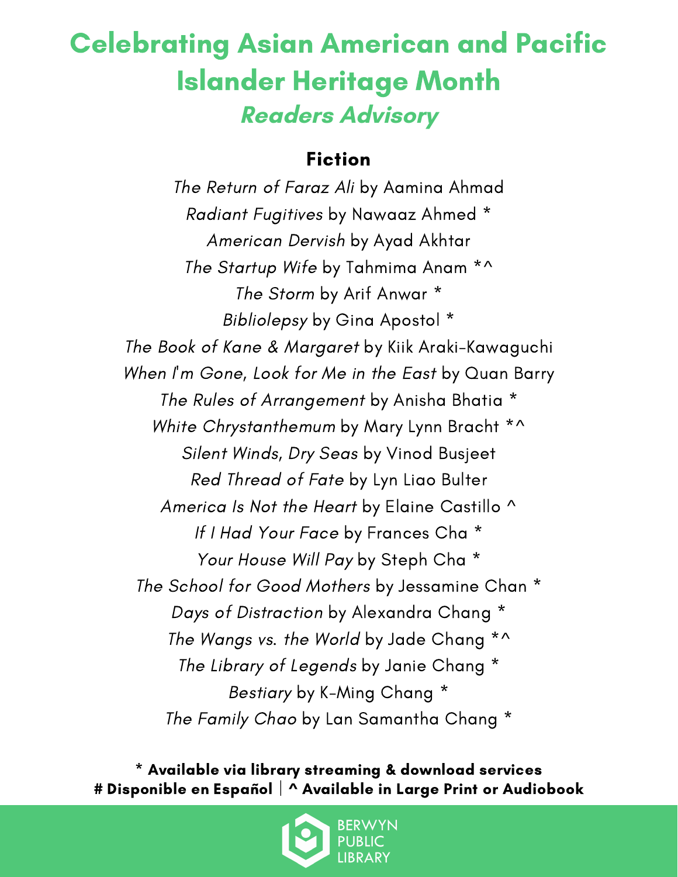# Celebrating Asian American and Pacific Islander Heritage Month

## *Readers Advisory*

### Fiction

*The Return of Faraz Ali* by Aamina Ahmad
*Radiant Fugitives* by Nawaaz Ahmed *
*American Dervish* by Ayad Akhtar
*The Startup Wife* by Tahmima Anam *^
*The Storm* by Arif Anwar *
*Bibliolepsy* by Gina Apostol *
*The Book of Kane & Margaret* by Kiik Araki-Kawaguchi
*When I'm Gone, Look for Me in the East* by Quan Barry
*The Rules of Arrangement* by Anisha Bhatia *
*White Chrystanthemum* by Mary Lynn Bracht *^
*Silent Winds, Dry Seas* by Vinod Busjeet
*Red Thread of Fate* by Lyn Liao Bulter
*America Is Not the Heart* by Elaine Castillo ^
*If I Had Your Face* by Frances Cha *
*Your House Will Pay* by Steph Cha *
*The School for Good Mothers* by Jessamine Chan *
*Days of Distraction* by Alexandra Chang *
*The Wangs vs. the World* by Jade Chang *^
*The Library of Legends* by Janie Chang *
*Bestiary* by K-Ming Chang *
*The Family Chao* by Lan Samantha Chang *

**\* Available via library streaming & download services**
**# Disponible en Español | ^ Available in Large Print or Audiobook**

BERWYN PUBLIC LIBRARY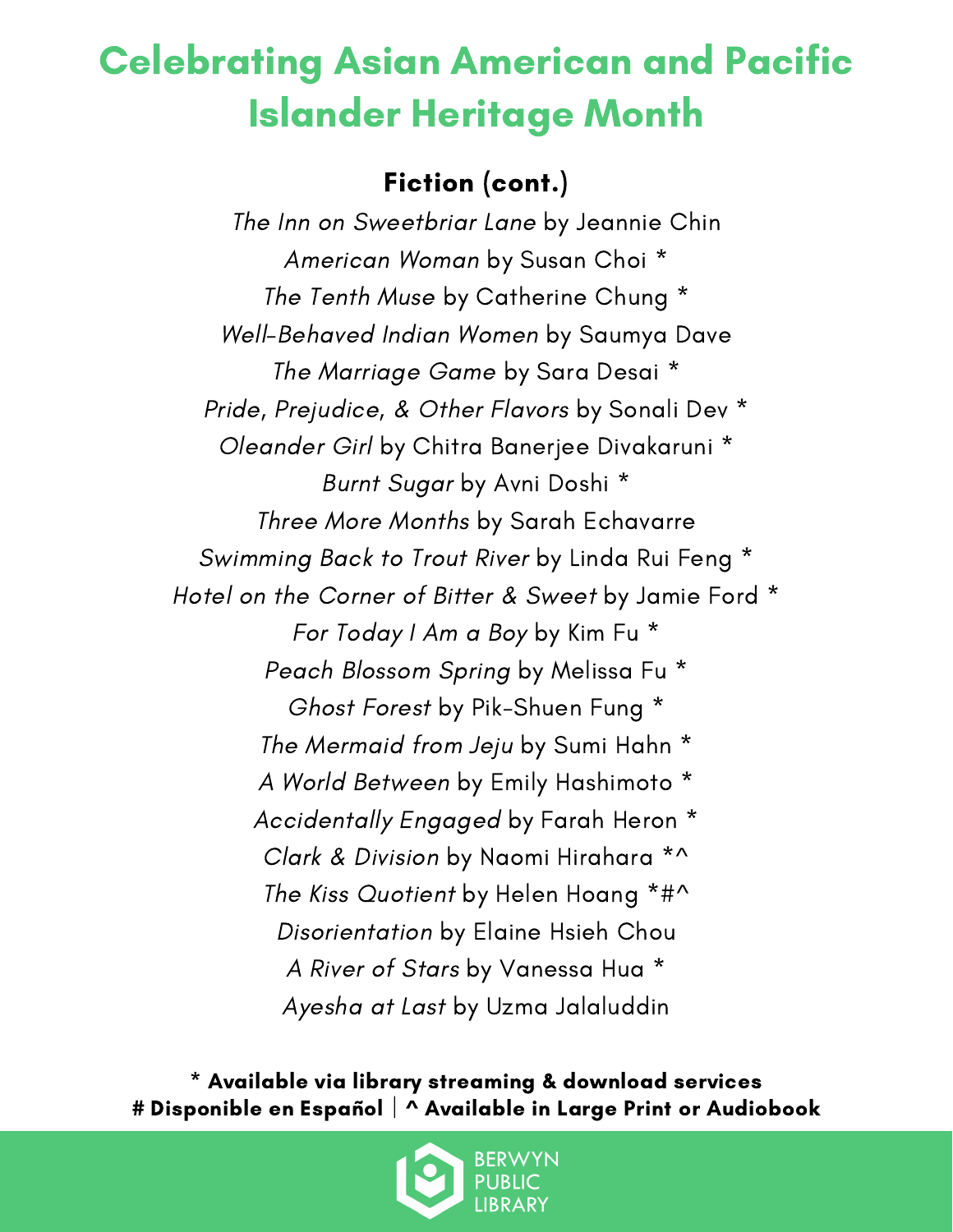# Celebrating Asian American and Pacific Islander Heritage Month

## Fiction (cont.)

*The Inn on Sweetbriar Lane* by Jeannie Chin
*American Woman* by Susan Choi *
*The Tenth Muse* by Catherine Chung *
*Well-Behaved Indian Women* by Saumya Dave
*The Marriage Game* by Sara Desai *
*Pride, Prejudice, & Other Flavors* by Sonali Dev *
*Oleander Girl* by Chitra Banerjee Divakaruni *
*Burnt Sugar* by Avni Doshi *
*Three More Months* by Sarah Echavarre
*Swimming Back to Trout River* by Linda Rui Feng *
*Hotel on the Corner of Bitter & Sweet* by Jamie Ford *
*For Today I Am a Boy* by Kim Fu *
*Peach Blossom Spring* by Melissa Fu *
*Ghost Forest* by Pik-Shuen Fung *
*The Mermaid from Jeju* by Sumi Hahn *
*A World Between* by Emily Hashimoto *
*Accidentally Engaged* by Farah Heron *
*Clark & Division* by Naomi Hirahara *^
*The Kiss Quotient* by Helen Hoang *#^
*Disorientation* by Elaine Hsieh Chou
*A River of Stars* by Vanessa Hua *
*Ayesha at Last* by Uzma Jalaluddin

**\* Available via library streaming & download services**
**# Disponible en Español | ^ Available in Large Print or Audiobook**

BERWYN PUBLIC LIBRARY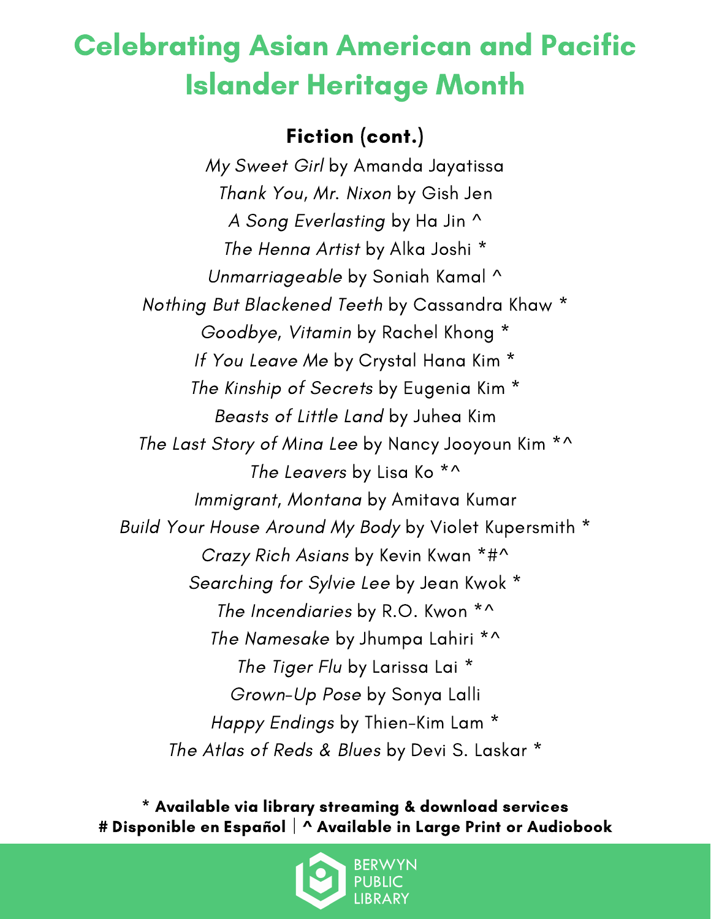# Celebrating Asian American and Pacific Islander Heritage Month

## Fiction (cont.)

*My Sweet Girl* by Amanda Jayatissa

*Thank You, Mr. Nixon* by Gish Jen

*A Song Everlasting* by Ha Jin ^

*The Henna Artist* by Alka Joshi *

*Unmarriageable* by Soniah Kamal ^

*Nothing But Blackened Teeth* by Cassandra Khaw *

*Goodbye, Vitamin* by Rachel Khong *

*If You Leave Me* by Crystal Hana Kim *

*The Kinship of Secrets* by Eugenia Kim *

*Beasts of Little Land* by Juhea Kim

*The Last Story of Mina Lee* by Nancy Jooyoun Kim *^

*The Leavers* by Lisa Ko *^

*Immigrant, Montana* by Amitava Kumar

*Build Your House Around My Body* by Violet Kupersmith *

*Crazy Rich Asians* by Kevin Kwan *#^

*Searching for Sylvie Lee* by Jean Kwok *

*The Incendiaries* by R.O. Kwon *^

*The Namesake* by Jhumpa Lahiri *^

*The Tiger Flu* by Larissa Lai *

*Grown-Up Pose* by Sonya Lalli

*Happy Endings* by Thien-Kim Lam *

*The Atlas of Reds & Blues* by Devi S. Laskar *

**\* Available via library streaming & download services**
**# Disponible en Español | ^ Available in Large Print or Audiobook**

BERWYN PUBLIC LIBRARY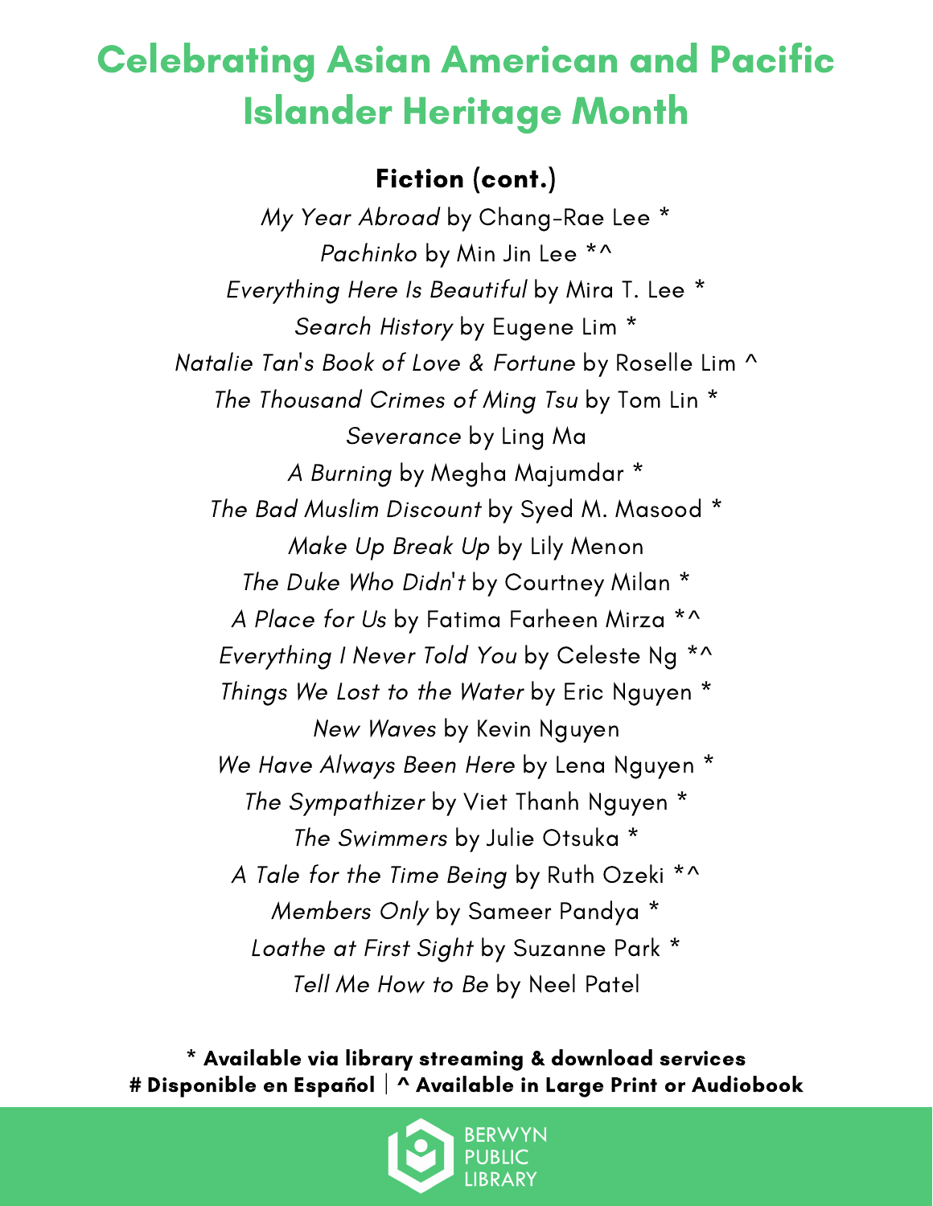# Celebrating Asian American and Pacific Islander Heritage Month

## Fiction (cont.)

*My Year Abroad* by Chang-Rae Lee *

*Pachinko* by Min Jin Lee *^

*Everything Here Is Beautiful* by Mira T. Lee *

*Search History* by Eugene Lim *

*Natalie Tan's Book of Love & Fortune* by Roselle Lim ^

*The Thousand Crimes of Ming Tsu* by Tom Lin *

*Severance* by Ling Ma

*A Burning* by Megha Majumdar *

*The Bad Muslim Discount* by Syed M. Masood *

*Make Up Break Up* by Lily Menon

*The Duke Who Didn't* by Courtney Milan *

*A Place for Us* by Fatima Farheen Mirza *^

*Everything I Never Told You* by Celeste Ng *^

*Things We Lost to the Water* by Eric Nguyen *

*New Waves* by Kevin Nguyen

*We Have Always Been Here* by Lena Nguyen *

*The Sympathizer* by Viet Thanh Nguyen *

*The Swimmers* by Julie Otsuka *

*A Tale for the Time Being* by Ruth Ozeki *^

*Members Only* by Sameer Pandya *

*Loathe at First Sight* by Suzanne Park *

*Tell Me How to Be* by Neel Patel

**\* Available via library streaming & download services**
**# Disponible en Español | ^ Available in Large Print or Audiobook**

BERWYN PUBLIC LIBRARY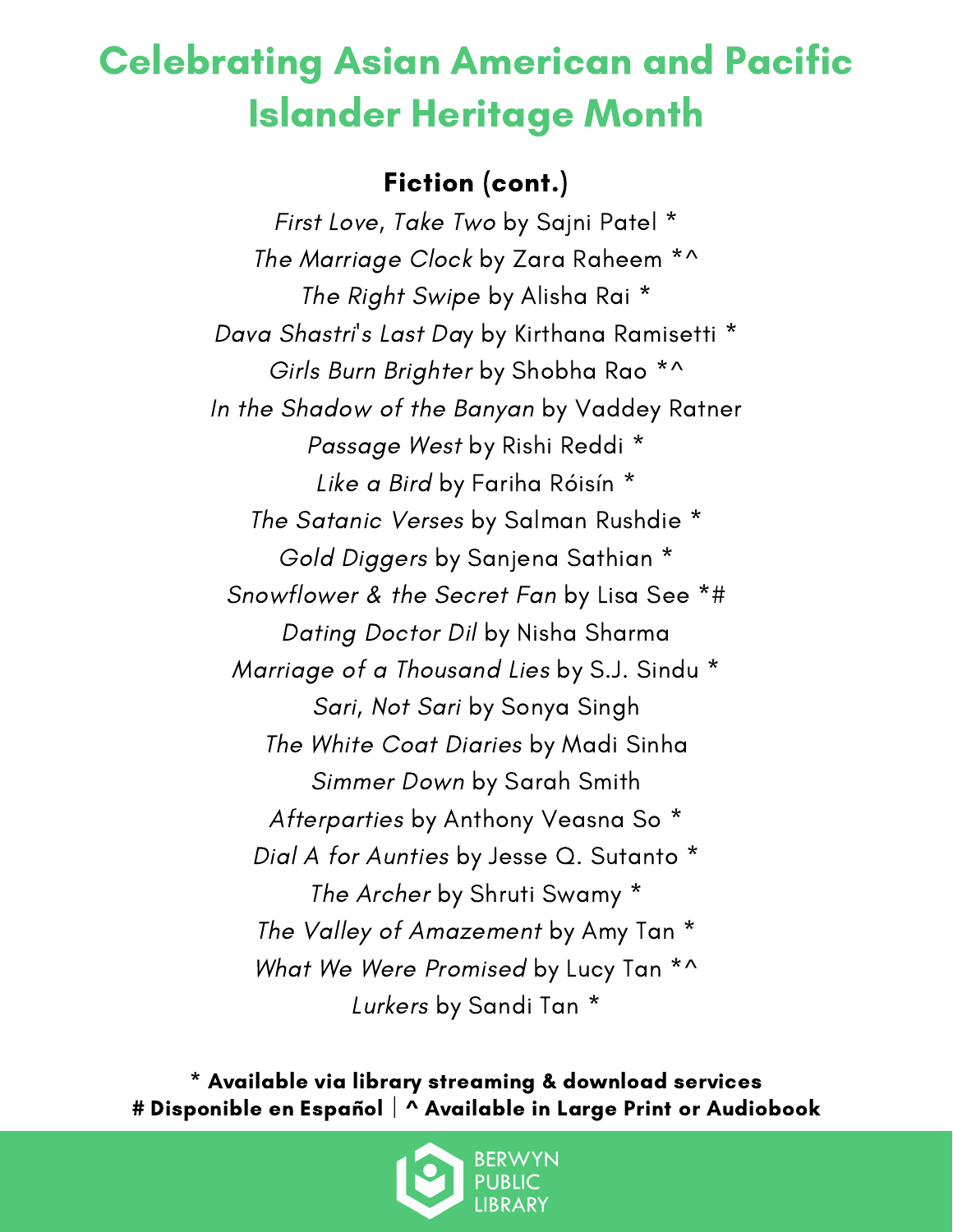# Celebrating Asian American and Pacific Islander Heritage Month

## Fiction (cont.)

*First Love, Take Two* by Sajni Patel *
*The Marriage Clock* by Zara Raheem *^
*The Right Swipe* by Alisha Rai *
*Dava Shastri's Last Day* by Kirthana Ramisetti *
*Girls Burn Brighter* by Shobha Rao *^
*In the Shadow of the Banyan* by Vaddey Ratner
*Passage West* by Rishi Reddi *
*Like a Bird* by Fariha Róisín *
*The Satanic Verses* by Salman Rushdie *
*Gold Diggers* by Sanjena Sathian *
*Snowflower & the Secret Fan* by Lisa See *#
*Dating Doctor Dil* by Nisha Sharma
*Marriage of a Thousand Lies* by S.J. Sindu *
*Sari, Not Sari* by Sonya Singh
*The White Coat Diaries* by Madi Sinha
*Simmer Down* by Sarah Smith
*Afterparties* by Anthony Veasna So *
*Dial A for Aunties* by Jesse Q. Sutanto *
*The Archer* by Shruti Swamy *
*The Valley of Amazement* by Amy Tan *
*What We Were Promised* by Lucy Tan *^
*Lurkers* by Sandi Tan *

**\* Available via library streaming & download services**
**# Disponible en Español | ^ Available in Large Print or Audiobook**

BERWYN PUBLIC LIBRARY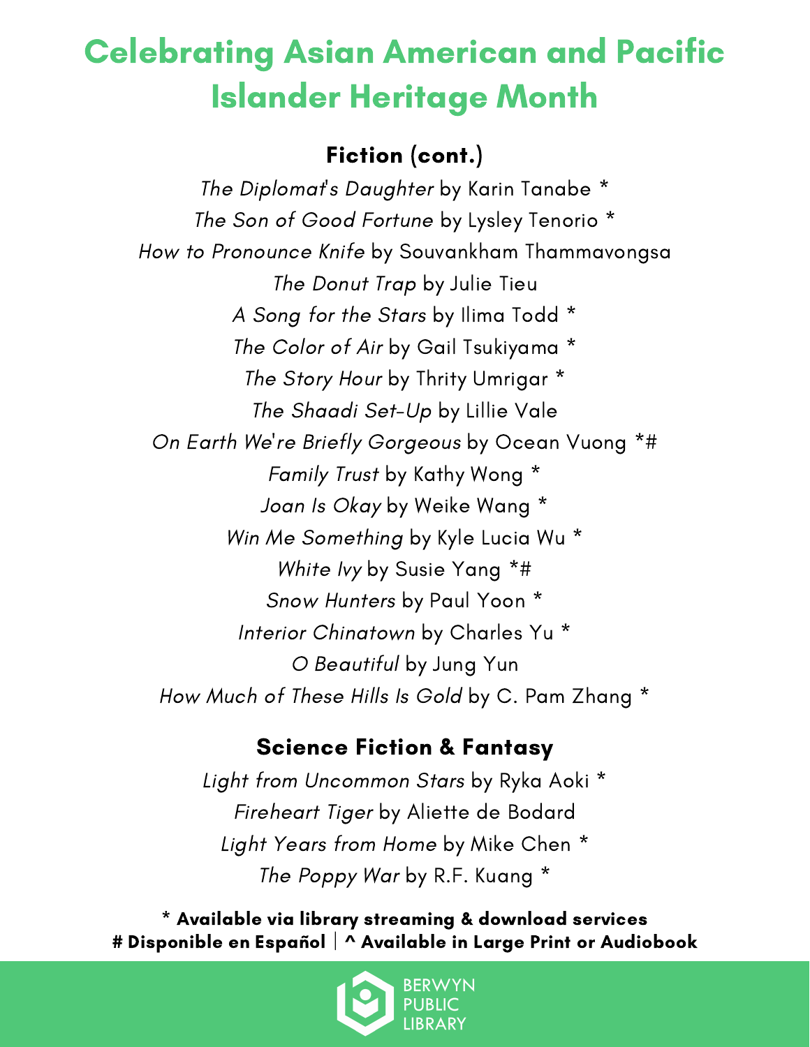# Celebrating Asian American and Pacific Islander Heritage Month

## Fiction (cont.)

*The Diplomat's Daughter* by Karin Tanabe *

*The Son of Good Fortune* by Lysley Tenorio *

*How to Pronounce Knife* by Souvankham Thammavongsa

*The Donut Trap* by Julie Tieu

*A Song for the Stars* by Ilima Todd *

*The Color of Air* by Gail Tsukiyama *

*The Story Hour* by Thrity Umrigar *

*The Shaadi Set-Up* by Lillie Vale

*On Earth We're Briefly Gorgeous* by Ocean Vuong *#

*Family Trust* by Kathy Wong *

*Joan Is Okay* by Weike Wang *

*Win Me Something* by Kyle Lucia Wu *

*White Ivy* by Susie Yang *#

*Snow Hunters* by Paul Yoon *

*Interior Chinatown* by Charles Yu *

*O Beautiful* by Jung Yun

*How Much of These Hills Is Gold* by C. Pam Zhang *

## Science Fiction & Fantasy

*Light from Uncommon Stars* by Ryka Aoki *

*Fireheart Tiger* by Aliette de Bodard

*Light Years from Home* by Mike Chen *

*The Poppy War* by R.F. Kuang *

**\* Available via library streaming & download services**
**# Disponible en Español | ^ Available in Large Print or Audiobook**

BERWYN PUBLIC LIBRARY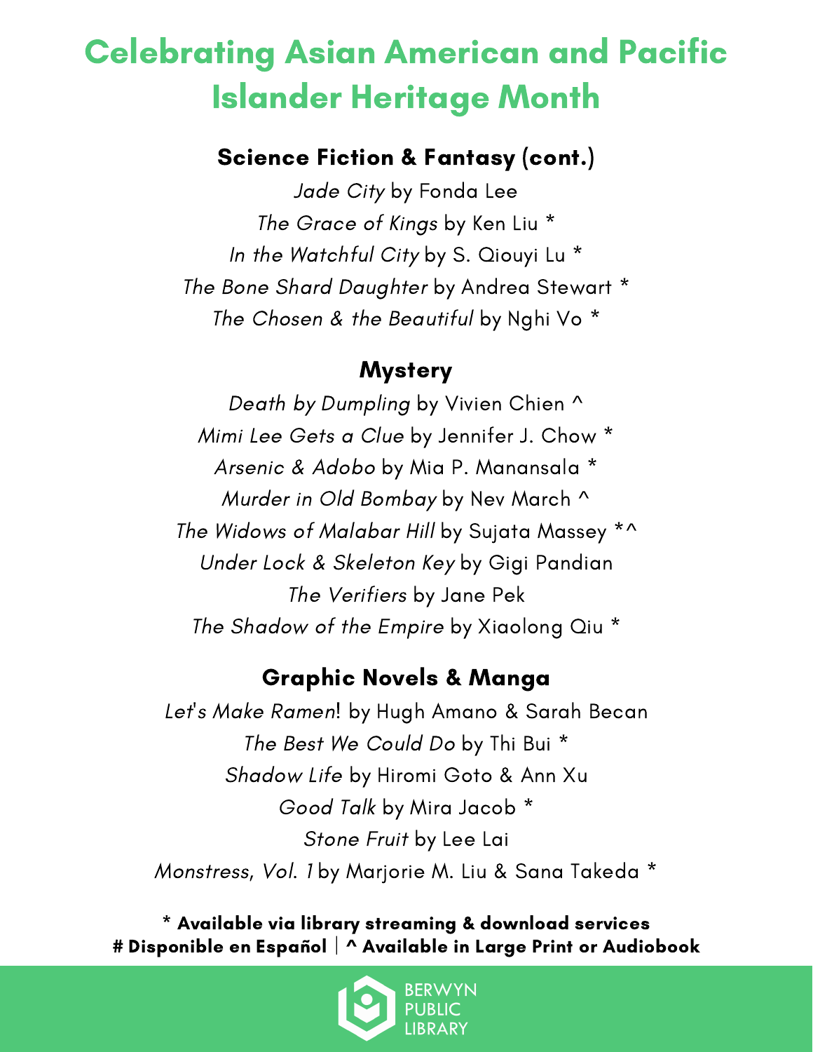# Celebrating Asian American and Pacific Islander Heritage Month

## Science Fiction & Fantasy (cont.)

*Jade City* by Fonda Lee
*The Grace of Kings* by Ken Liu *
*In the Watchful City* by S. Qiouyi Lu *
*The Bone Shard Daughter* by Andrea Stewart *
*The Chosen & the Beautiful* by Nghi Vo *

## Mystery

*Death by Dumpling* by Vivien Chien ^
*Mimi Lee Gets a Clue* by Jennifer J. Chow *
*Arsenic & Adobo* by Mia P. Manansala *
*Murder in Old Bombay* by Nev March ^
*The Widows of Malabar Hill* by Sujata Massey *^
*Under Lock & Skeleton Key* by Gigi Pandian
*The Verifiers* by Jane Pek
*The Shadow of the Empire* by Xiaolong Qiu *

## Graphic Novels & Manga

*Let's Make Ramen*! by Hugh Amano & Sarah Becan
*The Best We Could Do* by Thi Bui *
*Shadow Life* by Hiromi Goto & Ann Xu
*Good Talk* by Mira Jacob *
*Stone Fruit* by Lee Lai
*Monstress, Vol. 1* by Marjorie M. Liu & Sana Takeda *

**\* Available via library streaming & download services**
**# Disponible en Español | ^ Available in Large Print or Audiobook**

BERWYN PUBLIC LIBRARY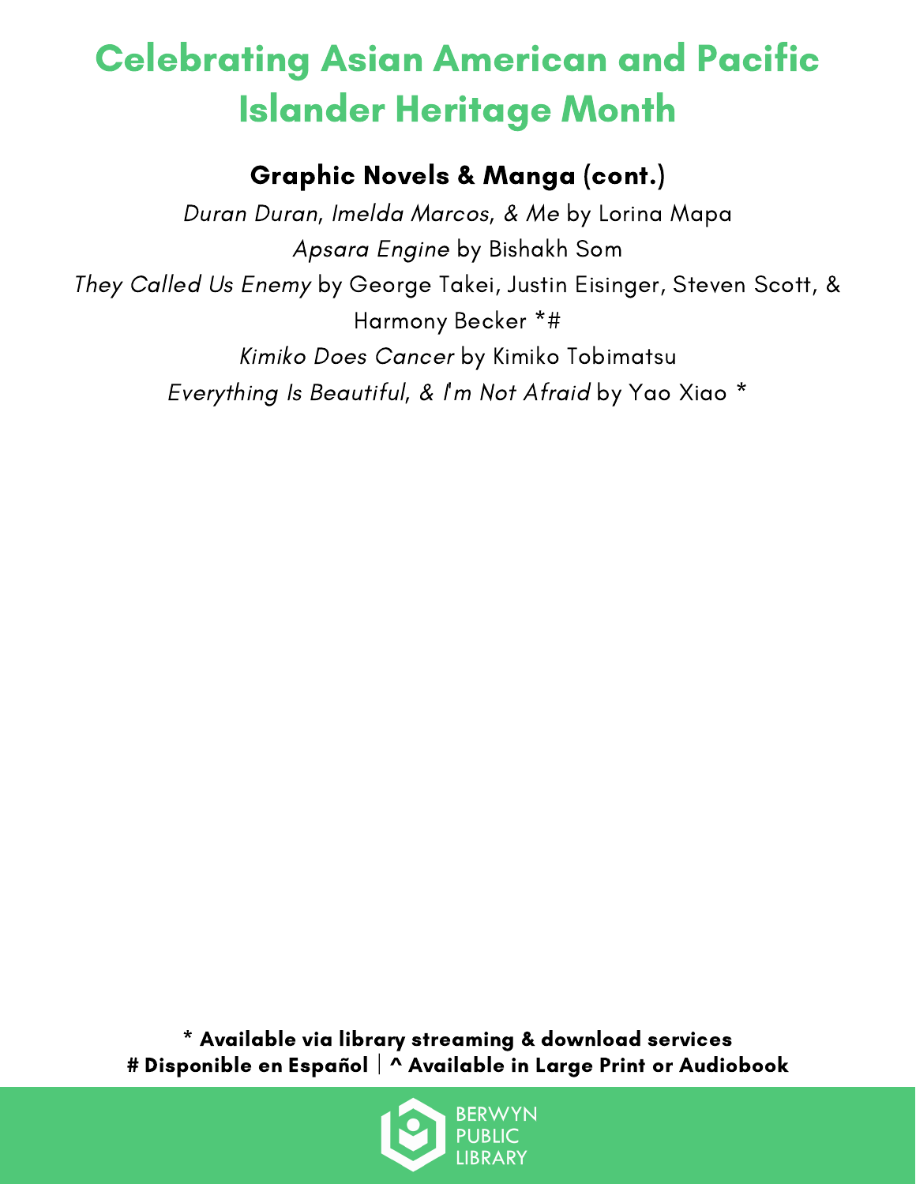# Celebrating Asian American and Pacific Islander Heritage Month

## Graphic Novels & Manga (cont.)

*Duran Duran, Imelda Marcos, & Me* by Lorina Mapa

*Apsara Engine* by Bishakh Som

*They Called Us Enemy* by George Takei, Justin Eisinger, Steven Scott, & Harmony Becker *#

*Kimiko Does Cancer* by Kimiko Tobimatsu

*Everything Is Beautiful, & I'm Not Afraid* by Yao Xiao *

**\* Available via library streaming & download services**
**# Disponible en Español | ^ Available in Large Print or Audiobook**

BERWYN PUBLIC LIBRARY